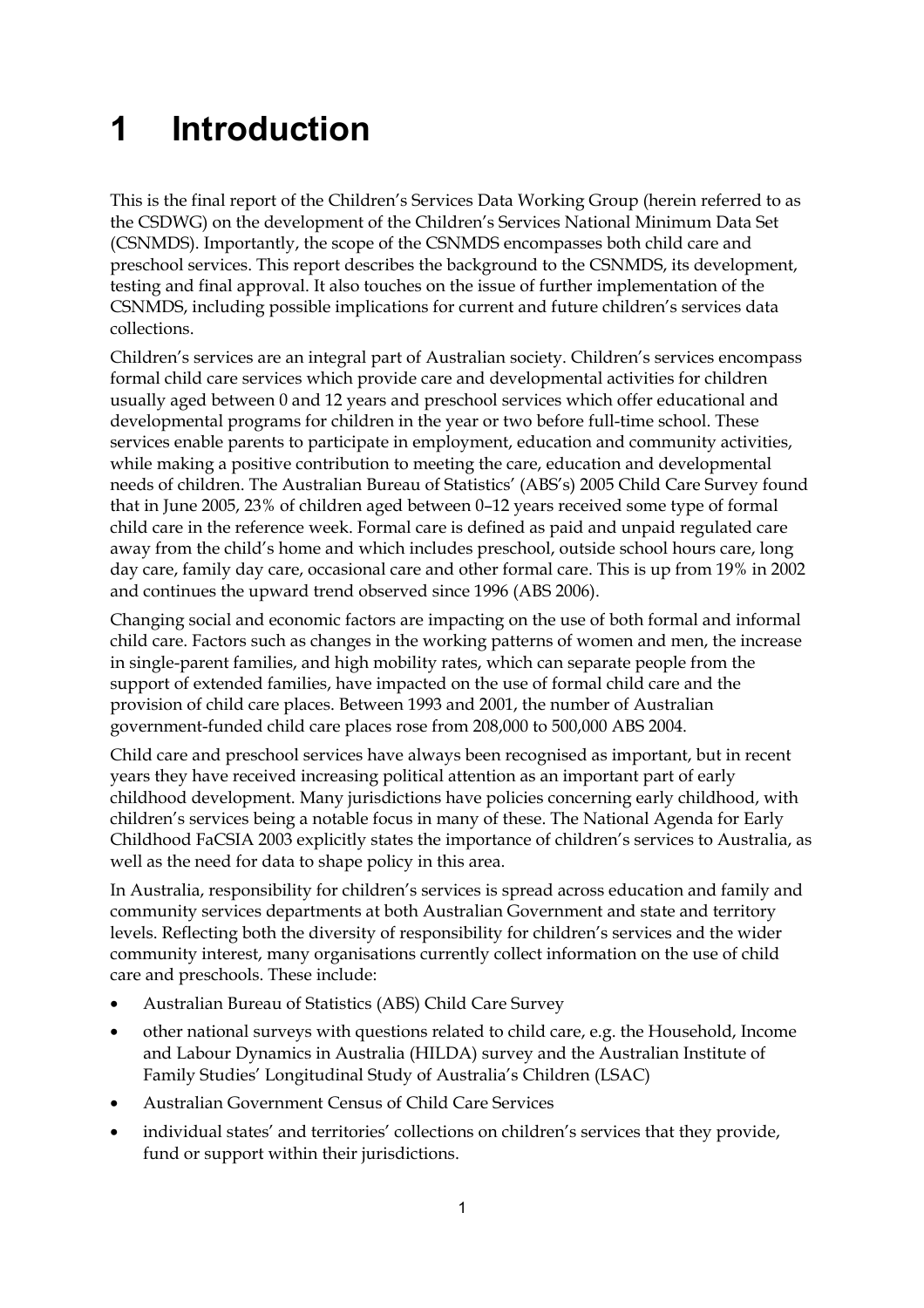# 1 Introduction

This is the final report of the Children's Services Data Working Group (herein referred to as the CSDWG) on the development of the Children's Services National Minimum Data Set (CSNMDS). Importantly, the scope of the CSNMDS encompasses both child care and preschool services. This report describes the background to the CSNMDS, its development, testing and final approval. It also touches on the issue of further implementation of the CSNMDS, including possible implications for current and future children's services data collections.

Children's services are an integral part of Australian society. Children's services encompass formal child care services which provide care and developmental activities for children usually aged between 0 and 12 years and preschool services which offer educational and developmental programs for children in the year or two before full-time school. These services enable parents to participate in employment, education and community activities, while making a positive contribution to meeting the care, education and developmental needs of children. The Australian Bureau of Statistics' (ABS's) 2005 Child Care Survey found that in June 2005, 23% of children aged between 0–12 years received some type of formal child care in the reference week. Formal care is defined as paid and unpaid regulated care away from the child's home and which includes preschool, outside school hours care, long day care, family day care, occasional care and other formal care. This is up from 19% in 2002 and continues the upward trend observed since 1996 (ABS 2006).

Changing social and economic factors are impacting on the use of both formal and informal child care. Factors such as changes in the working patterns of women and men, the increase in single-parent families, and high mobility rates, which can separate people from the support of extended families, have impacted on the use of formal child care and the provision of child care places. Between 1993 and 2001, the number of Australian government-funded child care places rose from 208,000 to 500,000 ABS 2004.

Child care and preschool services have always been recognised as important, but in recent years they have received increasing political attention as an important part of early childhood development. Many jurisdictions have policies concerning early childhood, with children's services being a notable focus in many of these. The National Agenda for Early Childhood FaCSIA 2003 explicitly states the importance of children's services to Australia, as well as the need for data to shape policy in this area.

In Australia, responsibility for children's services is spread across education and family and community services departments at both Australian Government and state and territory levels. Reflecting both the diversity of responsibility for children's services and the wider community interest, many organisations currently collect information on the use of child care and preschools. These include:

- Australian Bureau of Statistics (ABS) Child Care Survey
- other national surveys with questions related to child care, e.g. the Household, Income and Labour Dynamics in Australia (HILDA) survey and the Australian Institute of Family Studies' Longitudinal Study of Australia's Children (LSAC)
- Australian Government Census of Child Care Services
- individual states' and territories' collections on children's services that they provide, fund or support within their jurisdictions.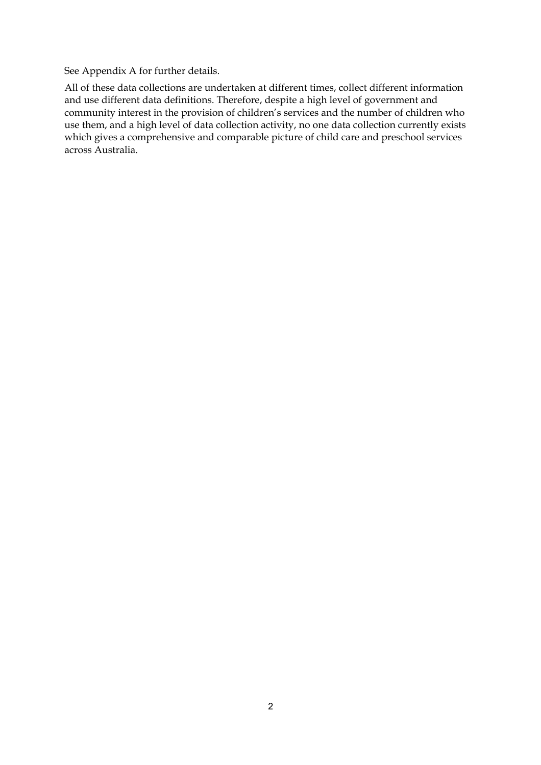See Appendix A for further details.

All of these data collections are undertaken at different times, collect different information and use different data definitions. Therefore, despite a high level of government and community interest in the provision of children's services and the number of children who use them, and a high level of data collection activity, no one data collection currently exists which gives a comprehensive and comparable picture of child care and preschool services across Australia.